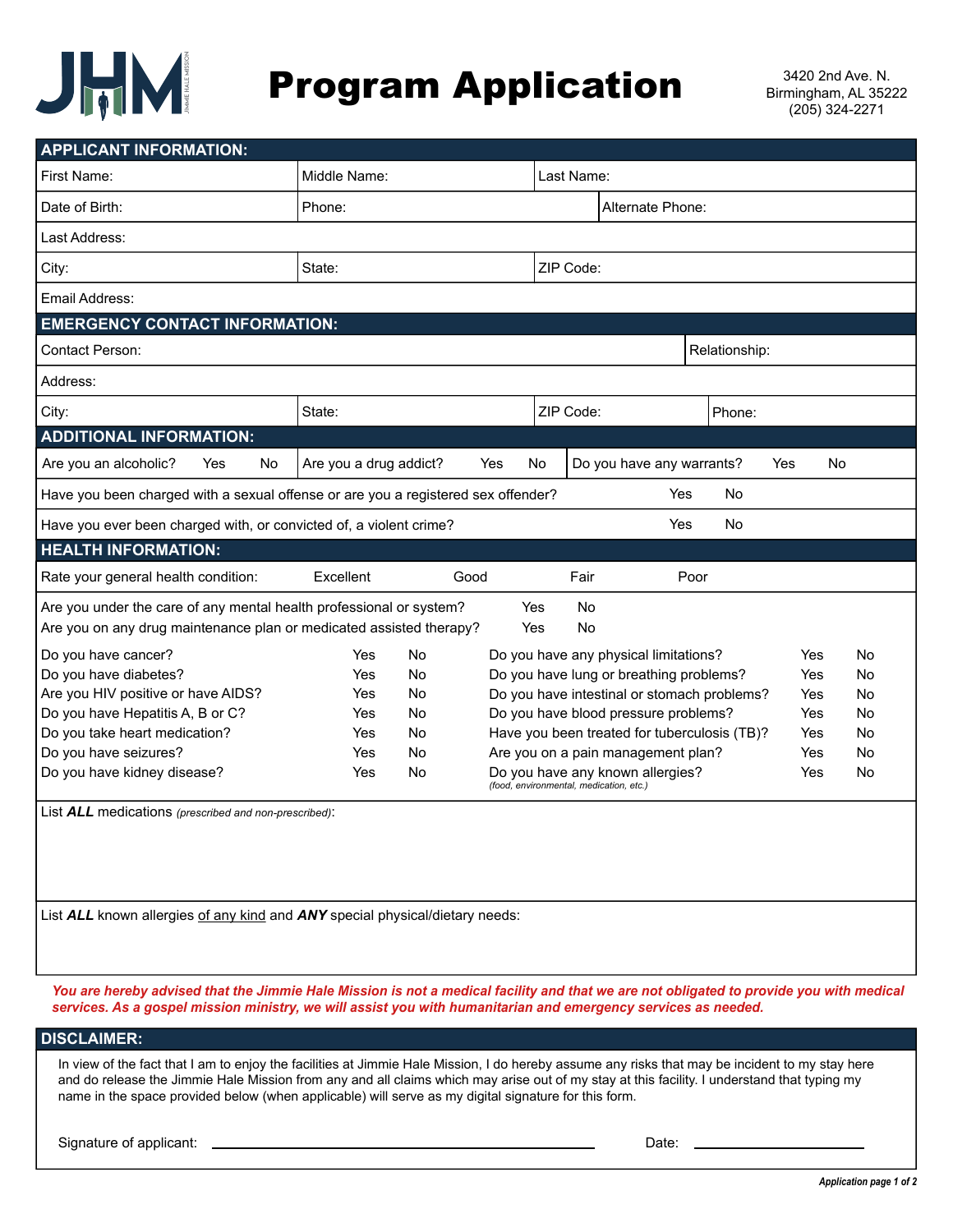# Program Application

3420 2nd Ave. N.
Birmingham, AL 35222
(205) 324-2271

## APPLICANT INFORMATION:

| First Name: | Middle Name: | Last Name: |
|---|---|---|
| Date of Birth: | Phone: | Alternate Phone: |
| Last Address: | | |
| City: | State: | ZIP Code: |
| Email Address: | | |

## EMERGENCY CONTACT INFORMATION:

| Contact Person: | | | Relationship: |
|---|---|---|---|
| Address: | | | |
| City: | State: | ZIP Code: | Phone: |

## ADDITIONAL INFORMATION:

| Are you an alcoholic? Yes No | Are you a drug addict? Yes No | Do you have any warrants? Yes No |
|---|---|---|

| Question | | |
|---|---|---|
| Have you been charged with a sexual offense or are you a registered sex offender? | Yes | No |
| Have you ever been charged with, or convicted of, a violent crime? | Yes | No |

## HEALTH INFORMATION:

Rate your general health condition: Excellent Good Fair Poor

| Question | | |
|---|---|---|
| Are you under the care of any mental health professional or system? | Yes | No |
| Are you on any drug maintenance plan or medicated assisted therapy? | Yes | No |

| Question | | | Question | | |
|---|---|---|---|---|---|
| Do you have cancer? | Yes | No | Do you have any physical limitations? | Yes | No |
| Do you have diabetes? | Yes | No | Do you have lung or breathing problems? | Yes | No |
| Are you HIV positive or have AIDS? | Yes | No | Do you have intestinal or stomach problems? | Yes | No |
| Do you have Hepatitis A, B or C? | Yes | No | Do you have blood pressure problems? | Yes | No |
| Do you take heart medication? | Yes | No | Have you been treated for tuberculosis (TB)? | Yes | No |
| Do you have seizures? | Yes | No | Are you on a pain management plan? | Yes | No |
| Do you have kidney disease? | Yes | No | Do you have any known allergies? *(food, environmental, medication, etc.)* | Yes | No |

List ***ALL*** medications *(prescribed and non-prescribed)*:

List ***ALL*** known allergies <u>of any kind</u> and ***ANY*** special physical/dietary needs:

***You are hereby advised that the Jimmie Hale Mission is not a medical facility and that we are not obligated to provide you with medical services. As a gospel mission ministry, we will assist you with humanitarian and emergency services as needed.***

## DISCLAIMER:

In view of the fact that I am to enjoy the facilities at Jimmie Hale Mission, I do hereby assume any risks that may be incident to my stay here and do release the Jimmie Hale Mission from any and all claims which may arise out of my stay at this facility. I understand that typing my name in the space provided below (when applicable) will serve as my digital signature for this form.

Signature of applicant: ______________________________ Date: ______________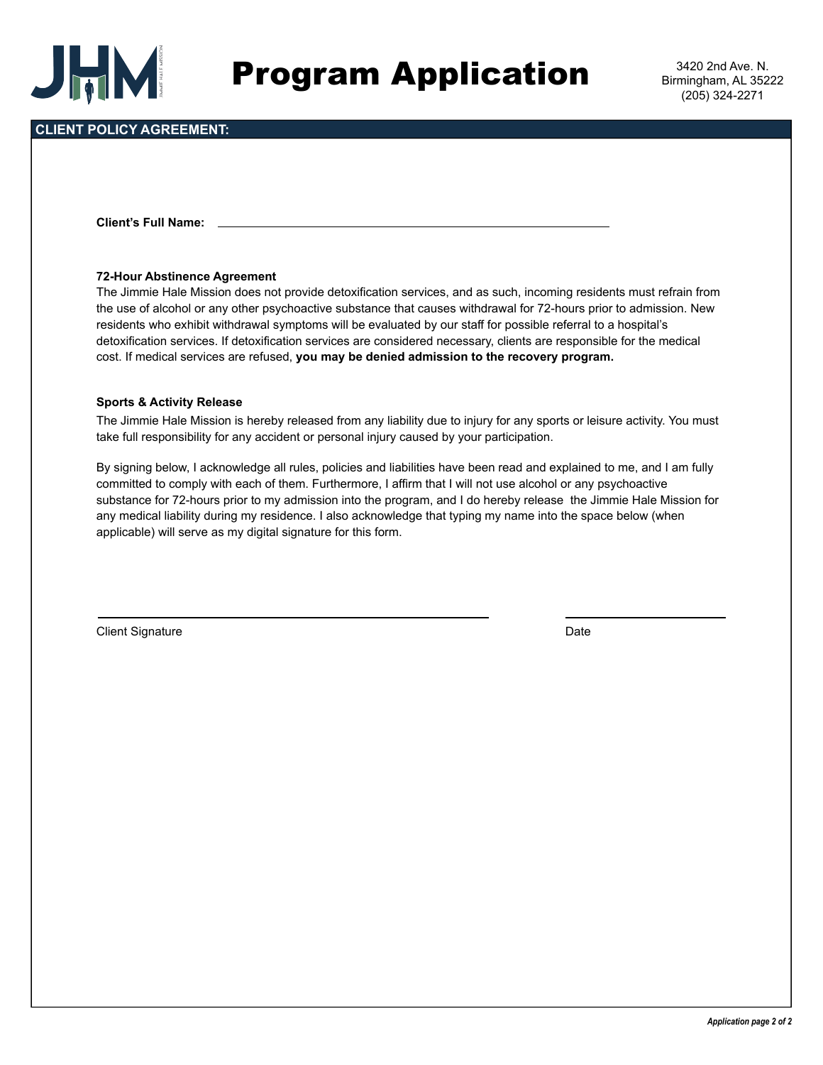# Program Application

3420 2nd Ave. N.
Birmingham, AL 35222
(205) 324-2271

## CLIENT POLICY AGREEMENT:

**Client's Full Name:** ______________________________

**72-Hour Abstinence Agreement**

The Jimmie Hale Mission does not provide detoxification services, and as such, incoming residents must refrain from the use of alcohol or any other psychoactive substance that causes withdrawal for 72-hours prior to admission. New residents who exhibit withdrawal symptoms will be evaluated by our staff for possible referral to a hospital's detoxification services. If detoxification services are considered necessary, clients are responsible for the medical cost. If medical services are refused, **you may be denied admission to the recovery program.**

**Sports & Activity Release**

The Jimmie Hale Mission is hereby released from any liability due to injury for any sports or leisure activity. You must take full responsibility for any accident or personal injury caused by your participation.

By signing below, I acknowledge all rules, policies and liabilities have been read and explained to me, and I am fully committed to comply with each of them. Furthermore, I affirm that I will not use alcohol or any psychoactive substance for 72-hours prior to my admission into the program, and I do hereby release the Jimmie Hale Mission for any medical liability during my residence. I also acknowledge that typing my name into the space below (when applicable) will serve as my digital signature for this form.

______________________________ ______________________________

Client Signature Date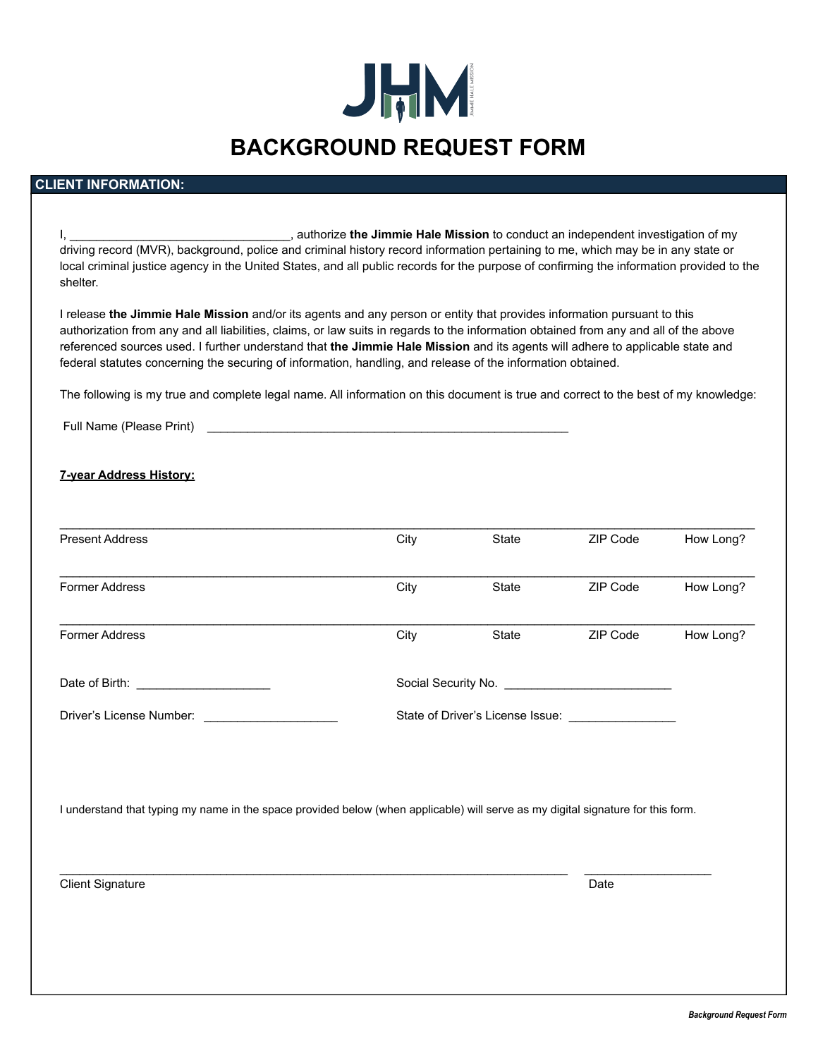# BACKGROUND REQUEST FORM

## CLIENT INFORMATION:

I, ________________________________, authorize **the Jimmie Hale Mission** to conduct an independent investigation of my driving record (MVR), background, police and criminal history record information pertaining to me, which may be in any state or local criminal justice agency in the United States, and all public records for the purpose of confirming the information provided to the shelter.

I release **the Jimmie Hale Mission** and/or its agents and any person or entity that provides information pursuant to this authorization from any and all liabilities, claims, or law suits in regards to the information obtained from any and all of the above referenced sources used. I further understand that **the Jimmie Hale Mission** and its agents will adhere to applicable state and federal statutes concerning the securing of information, handling, and release of the information obtained.

The following is my true and complete legal name. All information on this document is true and correct to the best of my knowledge:

Full Name (Please Print) ________________________________________________________

**7-year Address History:**

| Present Address | City | State | ZIP Code | How Long? |
|---|---|---|---|---|
| Former Address | City | State | ZIP Code | How Long? |
| Former Address | City | State | ZIP Code | How Long? |

Date of Birth: ____________________ Social Security No. _________________________

Driver's License Number: ____________________ State of Driver's License Issue: ________________

I understand that typing my name in the space provided below (when applicable) will serve as my digital signature for this form.

______________________________________________________________________________ ___________________

Client Signature Date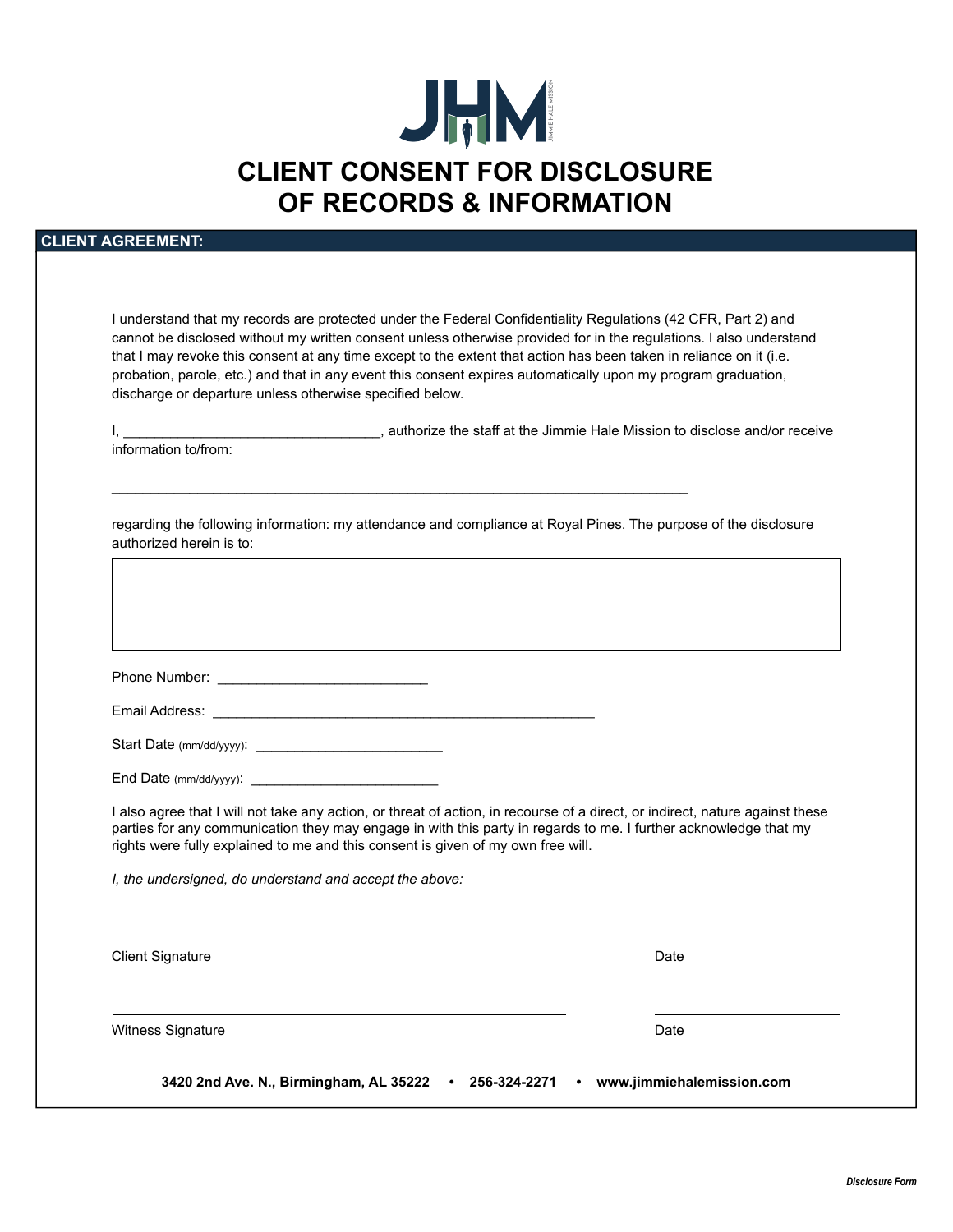# CLIENT CONSENT FOR DISCLOSURE OF RECORDS & INFORMATION

## CLIENT AGREEMENT:

I understand that my records are protected under the Federal Confidentiality Regulations (42 CFR, Part 2) and cannot be disclosed without my written consent unless otherwise provided for in the regulations. I also understand that I may revoke this consent at any time except to the extent that action has been taken in reliance on it (i.e. probation, parole, etc.) and that in any event this consent expires automatically upon my program graduation, discharge or departure unless otherwise specified below.

I, ________________________________, authorize the staff at the Jimmie Hale Mission to disclose and/or receive information to/from:

____________________________________________________________________________

regarding the following information: my attendance and compliance at Royal Pines. The purpose of the disclosure authorized herein is to:

| |
|---|
| |

Phone Number: ___________________________

Email Address: __________________________________________________

Start Date (mm/dd/yyyy): ________________________

End Date (mm/dd/yyyy): ________________________

I also agree that I will not take any action, or threat of action, in recourse of a direct, or indirect, nature against these parties for any communication they may engage in with this party in regards to me. I further acknowledge that my rights were fully explained to me and this consent is given of my own free will.

*I, the undersigned, do understand and accept the above:*

_____________________________________________ _______________________

Client Signature Date

_____________________________________________ _______________________

Witness Signature Date

**3420 2nd Ave. N., Birmingham, AL 35222 • 256-324-2271 • www.jimmiehalemission.com**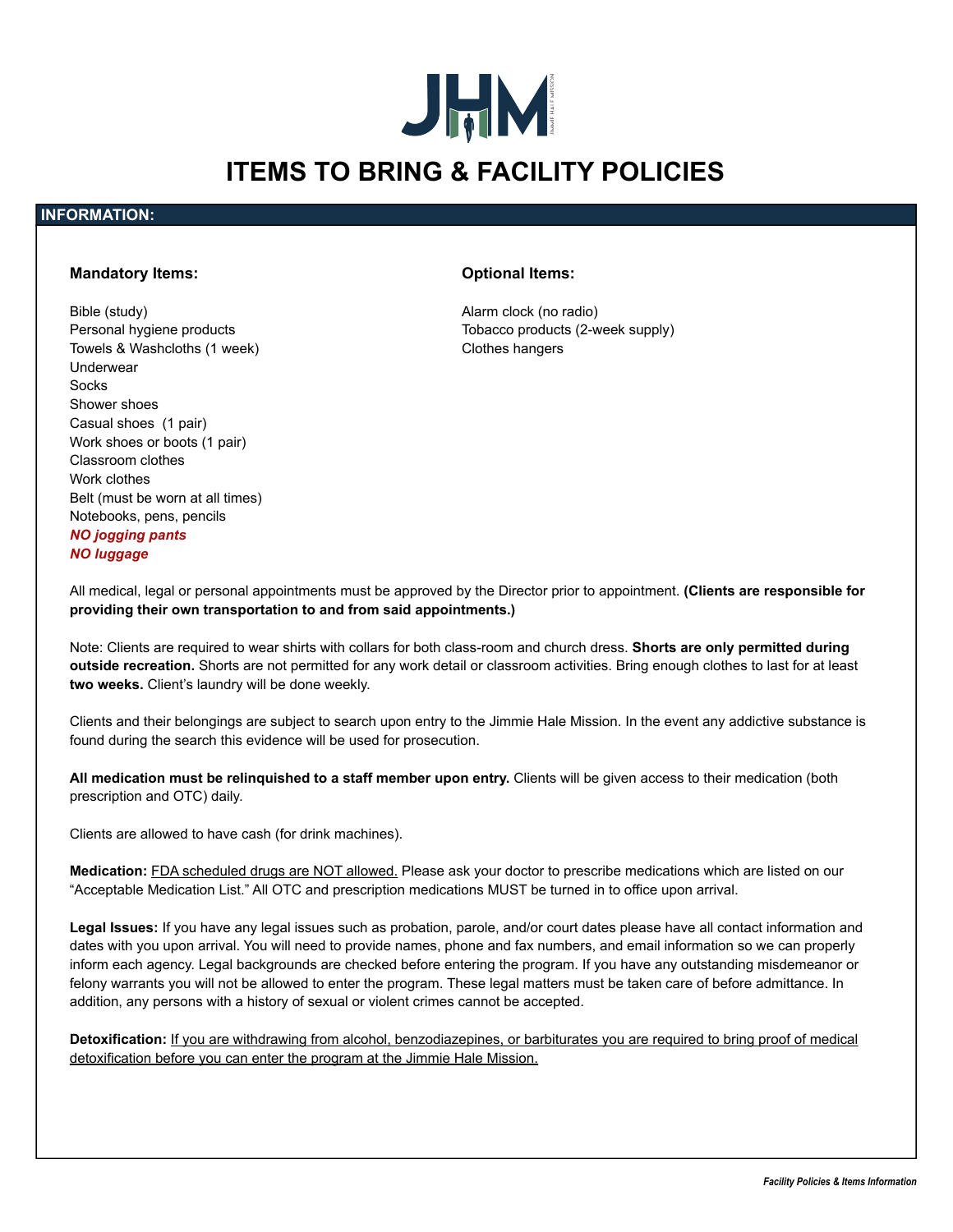# ITEMS TO BRING & FACILITY POLICIES

## INFORMATION:

**Mandatory Items:**

Bible (study)
Personal hygiene products
Towels & Washcloths (1 week)
Underwear
Socks
Shower shoes
Casual shoes (1 pair)
Work shoes or boots (1 pair)
Classroom clothes
Work clothes
Belt (must be worn at all times)
Notebooks, pens, pencils
***NO jogging pants***
***NO luggage***

**Optional Items:**

Alarm clock (no radio)
Tobacco products (2-week supply)
Clothes hangers

All medical, legal or personal appointments must be approved by the Director prior to appointment. **(Clients are responsible for providing their own transportation to and from said appointments.)**

Note: Clients are required to wear shirts with collars for both class-room and church dress. **Shorts are only permitted during outside recreation.** Shorts are not permitted for any work detail or classroom activities. Bring enough clothes to last for at least **two weeks.** Client's laundry will be done weekly.

Clients and their belongings are subject to search upon entry to the Jimmie Hale Mission. In the event any addictive substance is found during the search this evidence will be used for prosecution.

**All medication must be relinquished to a staff member upon entry.** Clients will be given access to their medication (both prescription and OTC) daily.

Clients are allowed to have cash (for drink machines).

**Medication:** <u>FDA scheduled drugs are NOT allowed.</u> Please ask your doctor to prescribe medications which are listed on our "Acceptable Medication List." All OTC and prescription medications MUST be turned in to office upon arrival.

**Legal Issues:** If you have any legal issues such as probation, parole, and/or court dates please have all contact information and dates with you upon arrival. You will need to provide names, phone and fax numbers, and email information so we can properly inform each agency. Legal backgrounds are checked before entering the program. If you have any outstanding misdemeanor or felony warrants you will not be allowed to enter the program. These legal matters must be taken care of before admittance. In addition, any persons with a history of sexual or violent crimes cannot be accepted.

**Detoxification:** <u>If you are withdrawing from alcohol, benzodiazepines, or barbiturates you are required to bring proof of medical detoxification before you can enter the program at the Jimmie Hale Mission.</u>